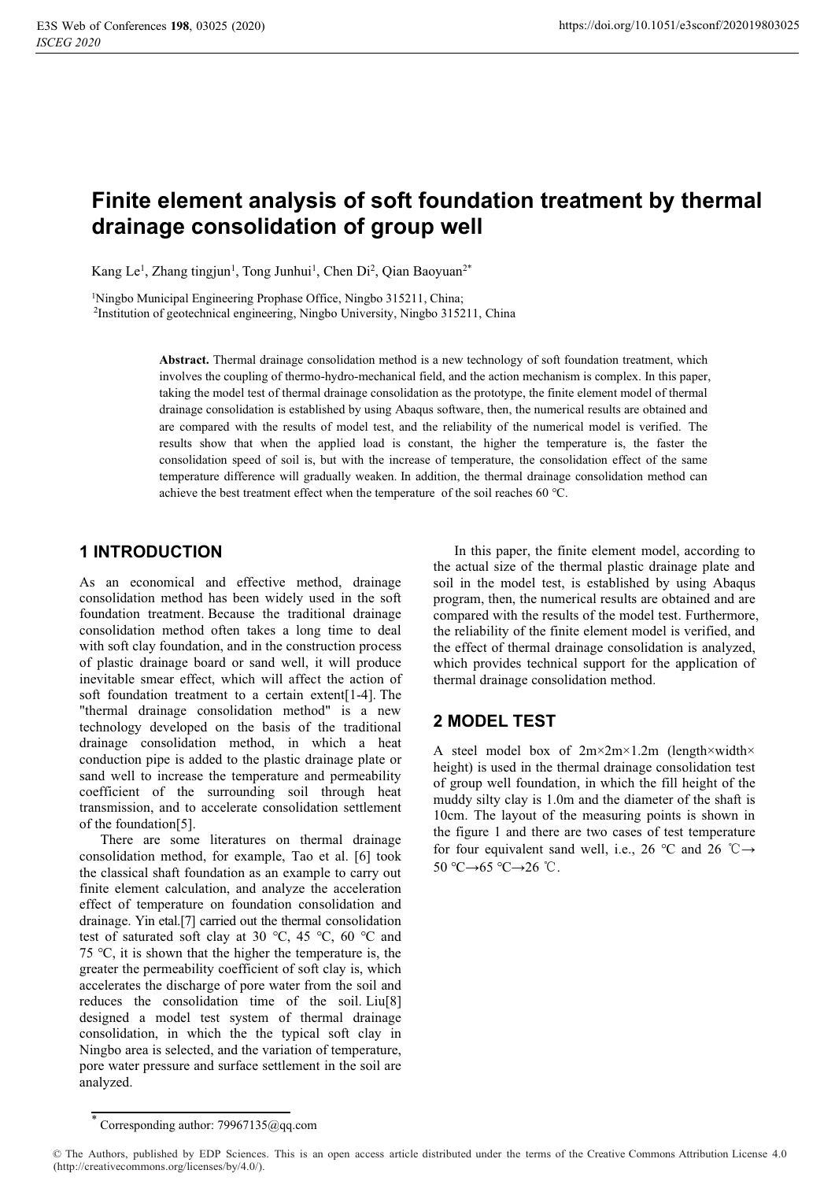# Finite element analysis of soft foundation treatment by thermal drainage consolidation of group well

Kang Le[1], Zhang tingjun[1], Tong Junhui[1], Chen Di[2], Qian Baoyuan[2*]

[1]Ningbo Municipal Engineering Prophase Office, Ningbo 315211, China;
[2]Institution of geotechnical engineering, Ningbo University, Ningbo 315211, China

**Abstract.** Thermal drainage consolidation method is a new technology of soft foundation treatment, which involves the coupling of thermo-hydro-mechanical field, and the action mechanism is complex. In this paper, taking the model test of thermal drainage consolidation as the prototype, the finite element model of thermal drainage consolidation is established by using Abaqus software, then, the numerical results are obtained and are compared with the results of model test, and the reliability of the numerical model is verified. The results show that when the applied load is constant, the higher the temperature is, the faster the consolidation speed of soil is, but with the increase of temperature, the consolidation effect of the same temperature difference will gradually weaken. In addition, the thermal drainage consolidation method can achieve the best treatment effect when the temperature of the soil reaches 60 ℃.

## 1 INTRODUCTION

As an economical and effective method, drainage consolidation method has been widely used in the soft foundation treatment. Because the traditional drainage consolidation method often takes a long time to deal with soft clay foundation, and in the construction process of plastic drainage board or sand well, it will produce inevitable smear effect, which will affect the action of soft foundation treatment to a certain extent[1-4]. The "thermal drainage consolidation method" is a new technology developed on the basis of the traditional drainage consolidation method, in which a heat conduction pipe is added to the plastic drainage plate or sand well to increase the temperature and permeability coefficient of the surrounding soil through heat transmission, and to accelerate consolidation settlement of the foundation[5].

There are some literatures on thermal drainage consolidation method, for example, Tao et al. [6] took the classical shaft foundation as an example to carry out finite element calculation, and analyze the acceleration effect of temperature on foundation consolidation and drainage. Yin etal.[7] carried out the thermal consolidation test of saturated soft clay at 30 ℃, 45 ℃, 60 ℃ and 75 ℃, it is shown that the higher the temperature is, the greater the permeability coefficient of soft clay is, which accelerates the discharge of pore water from the soil and reduces the consolidation time of the soil. Liu[8] designed a model test system of thermal drainage consolidation, in which the the typical soft clay in Ningbo area is selected, and the variation of temperature, pore water pressure and surface settlement in the soil are analyzed.

In this paper, the finite element model, according to the actual size of the thermal plastic drainage plate and soil in the model test, is established by using Abaqus program, then, the numerical results are obtained and are compared with the results of the model test. Furthermore, the reliability of the finite element model is verified, and the effect of thermal drainage consolidation is analyzed, which provides technical support for the application of thermal drainage consolidation method.

## 2 MODEL TEST

A steel model box of 2m×2m×1.2m (length×width×height) is used in the thermal drainage consolidation test of group well foundation, in which the fill height of the muddy silty clay is 1.0m and the diameter of the shaft is 10cm. The layout of the measuring points is shown in the figure 1 and there are two cases of test temperature for four equivalent sand well, i.e., 26 ℃ and 26 ℃→50 ℃→65 ℃→26 ℃.

* Corresponding author: 79967135@qq.com

© The Authors, published by EDP Sciences. This is an open access article distributed under the terms of the Creative Commons Attribution License 4.0 (http://creativecommons.org/licenses/by/4.0/).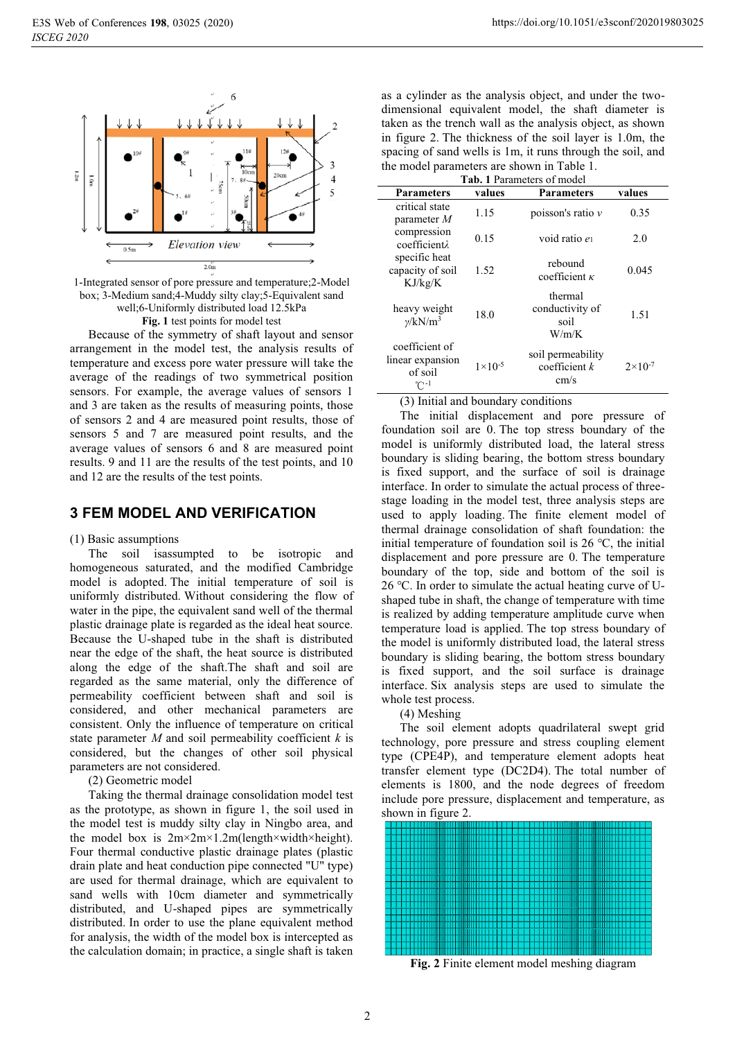1-Integrated sensor of pore pressure and temperature;2-Model box; 3-Medium sand;4-Muddy silty clay;5-Equivalent sand well;6-Uniformly distributed load 12.5kPa

**Fig. 1** test points for model test

Because of the symmetry of shaft layout and sensor arrangement in the model test, the analysis results of temperature and excess pore water pressure will take the average of the readings of two symmetrical position sensors. For example, the average values of sensors 1 and 3 are taken as the results of measuring points, those of sensors 2 and 4 are measured point results, those of sensors 5 and 7 are measured point results, and the average values of sensors 6 and 8 are measured point results. 9 and 11 are the results of the test points, and 10 and 12 are the results of the test points.

## 3 FEM MODEL AND VERIFICATION

(1) Basic assumptions

The soil isassumpted to be isotropic and homogeneous saturated, and the modified Cambridge model is adopted. The initial temperature of soil is uniformly distributed. Without considering the flow of water in the pipe, the equivalent sand well of the thermal plastic drainage plate is regarded as the ideal heat source. Because the U-shaped tube in the shaft is distributed near the edge of the shaft, the heat source is distributed along the edge of the shaft.The shaft and soil are regarded as the same material, only the difference of permeability coefficient between shaft and soil is considered, and other mechanical parameters are consistent. Only the influence of temperature on critical state parameter $M$ and soil permeability coefficient $k$ is considered, but the changes of other soil physical parameters are not considered.

(2) Geometric model

Taking the thermal drainage consolidation model test as the prototype, as shown in figure 1, the soil used in the model test is muddy silty clay in Ningbo area, and the model box is 2m×2m×1.2m(length×width×height). Four thermal conductive plastic drainage plates (plastic drain plate and heat conduction pipe connected "U" type) are used for thermal drainage, which are equivalent to sand wells with 10cm diameter and symmetrically distributed, and U-shaped pipes are symmetrically distributed. In order to use the plane equivalent method for analysis, the width of the model box is intercepted as the calculation domain; in practice, a single shaft is taken as a cylinder as the analysis object, and under the two-dimensional equivalent model, the shaft diameter is taken as the trench wall as the analysis object, as shown in figure 2. The thickness of the soil layer is 1.0m, the spacing of sand wells is 1m, it runs through the soil, and the model parameters are shown in Table 1.

**Tab. 1** Parameters of model

| Parameters | values | Parameters | values |
|---|---|---|---|
| critical state parameter $M$ | 1.15 | poisson's ratio $v$ | 0.35 |
| compression coefficient $\lambda$ | 0.15 | void ratio $e_1$ | 2.0 |
| specific heat capacity of soil KJ/kg/K | 1.52 | rebound coefficient $\kappa$ | 0.045 |
| heavy weight $\gamma$/kN/m$^3$ | 18.0 | thermal conductivity of soil W/m/K | 1.51 |
| coefficient of linear expansion of soil ℃$^{-1}$ | $1\times10^{-5}$ | soil permeability coefficient $k$ cm/s | $2\times10^{-7}$ |

(3) Initial and boundary conditions

The initial displacement and pore pressure of foundation soil are 0. The top stress boundary of the model is uniformly distributed load, the lateral stress boundary is sliding bearing, the bottom stress boundary is fixed support, and the surface of soil is drainage interface. In order to simulate the actual process of three-stage loading in the model test, three analysis steps are used to apply loading. The finite element model of thermal drainage consolidation of shaft foundation: the initial temperature of foundation soil is 26 °C, the initial displacement and pore pressure are 0. The temperature boundary of the top, side and bottom of the soil is 26 °C. In order to simulate the actual heating curve of U-shaped tube in shaft, the change of temperature with time is realized by adding temperature amplitude curve when temperature load is applied. The top stress boundary of the model is uniformly distributed load, the lateral stress boundary is sliding bearing, the bottom stress boundary is fixed support, and the soil surface is drainage interface. Six analysis steps are used to simulate the whole test process.

(4) Meshing

The soil element adopts quadrilateral swept grid technology, pore pressure and stress coupling element type (CPE4P), and temperature element adopts heat transfer element type (DC2D4). The total number of elements is 1800, and the node degrees of freedom include pore pressure, displacement and temperature, as shown in figure 2.

**Fig. 2** Finite element model meshing diagram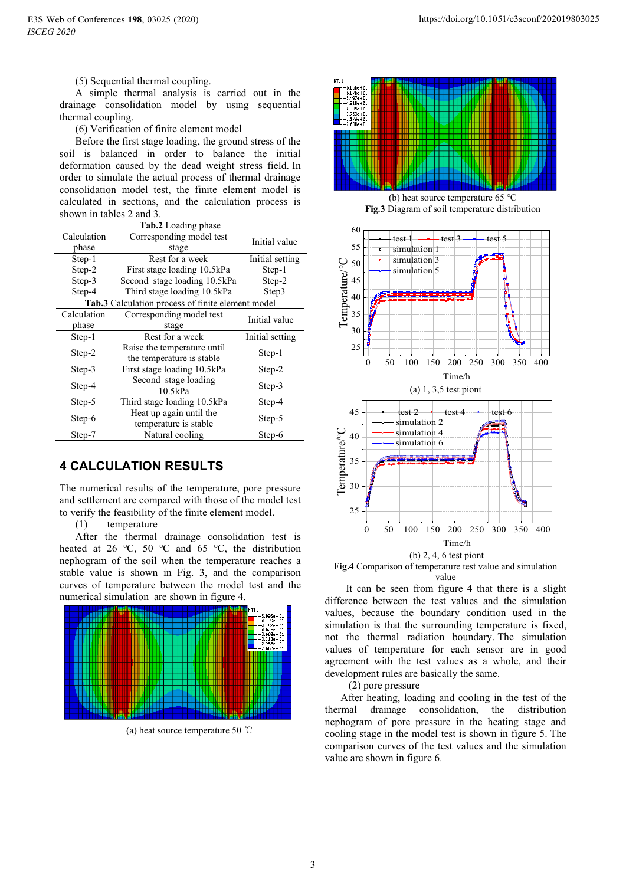(5) Sequential thermal coupling.

A simple thermal analysis is carried out in the drainage consolidation model by using sequential thermal coupling.

(6) Verification of finite element model

Before the first stage loading, the ground stress of the soil is balanced in order to balance the initial deformation caused by the dead weight stress field. In order to simulate the actual process of thermal drainage consolidation model test, the finite element model is calculated in sections, and the calculation process is shown in tables 2 and 3.

**Tab.2** Loading phase

| Calculation phase | Corresponding model test stage | Initial value |
|---|---|---|
| Step-1 | Rest for a week | Initial setting |
| Step-2 | First stage loading 10.5kPa | Step-1 |
| Step-3 | Second stage loading 10.5kPa | Step-2 |
| Step-4 | Third stage loading 10.5kPa | Step3 |

**Tab.3** Calculation process of finite element model

| Calculation phase | Corresponding model test stage | Initial value |
|---|---|---|
| Step-1 | Rest for a week | Initial setting |
| Step-2 | Raise the temperature until the temperature is stable | Step-1 |
| Step-3 | First stage loading 10.5kPa | Step-2 |
| Step-4 | Second stage loading 10.5kPa | Step-3 |
| Step-5 | Third stage loading 10.5kPa | Step-4 |
| Step-6 | Heat up again until the temperature is stable | Step-5 |
| Step-7 | Natural cooling | Step-6 |

## 4 CALCULATION RESULTS

The numerical results of the temperature, pore pressure and settlement are compared with those of the model test to verify the feasibility of the finite element model.

(1) temperature

After the thermal drainage consolidation test is heated at 26 ℃, 50 ℃ and 65 ℃, the distribution nephogram of the soil when the temperature reaches a stable value is shown in Fig. 3, and the comparison curves of temperature between the model test and the numerical simulation are shown in figure 4.

(a) heat source temperature 50 ℃

(b) heat source temperature 65 ℃

**Fig.3** Diagram of soil temperature distribution

(a) 1, 3,5 test piont

(b) 2, 4, 6 test piont

**Fig.4** Comparison of temperature test value and simulation value

It can be seen from figure 4 that there is a slight difference between the test values and the simulation values, because the boundary condition used in the simulation is that the surrounding temperature is fixed, not the thermal radiation boundary. The simulation values of temperature for each sensor are in good agreement with the test values as a whole, and their development rules are basically the same.

(2) pore pressure

After heating, loading and cooling in the test of the thermal drainage consolidation, the distribution nephogram of pore pressure in the heating stage and cooling stage in the model test is shown in figure 5. The comparison curves of the test values and the simulation value are shown in figure 6.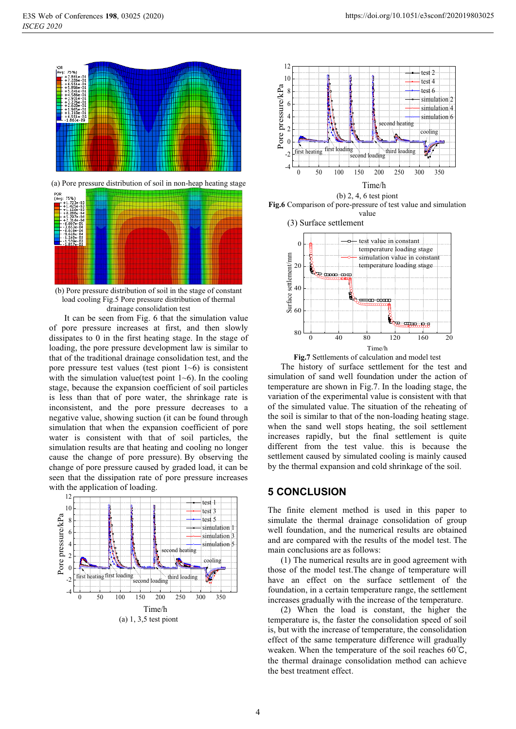(a) Pore pressure distribution of soil in non-heap heating stage

(b) Pore pressure distribution of soil in the stage of constant load cooling Fig.5 Pore pressure distribution of thermal drainage consolidation test

It can be seen from Fig. 6 that the simulation value of pore pressure increases at first, and then slowly dissipates to 0 in the first heating stage. In the stage of loading, the pore pressure development law is similar to that of the traditional drainage consolidation test, and the pore pressure test values (test piont 1~6) is consistent with the simulation value(test point 1~6). In the cooling stage, because the expansion coefficient of soil particles is less than that of pore water, the shrinkage rate is inconsistent, and the pore pressure decreases to a negative value, showing suction (it can be found through simulation that when the expansion coefficient of pore water is consistent with that of soil particles, the simulation results are that heating and cooling no longer cause the change of pore pressure). By observing the change of pore pressure caused by graded load, it can be seen that the dissipation rate of pore pressure increases with the application of loading.

(a) 1, 3,5 test piont

(b) 2, 4, 6 test piont

**Fig.6** Comparison of pore-pressure of test value and simulation value

(3) Surface settlement

**Fig.7** Settlements of calculation and model test

The history of surface settlement for the test and simulation of sand well foundation under the action of temperature are shown in Fig.7. In the loading stage, the variation of the experimental value is consistent with that of the simulated value. The situation of the reheating of the soil is similar to that of the non-loading heating stage. when the sand well stops heating, the soil settlement increases rapidly, but the final settlement is quite different from the test value. this is because the settlement caused by simulated cooling is mainly caused by the thermal expansion and cold shrinkage of the soil.

## 5 CONCLUSION

The finite element method is used in this paper to simulate the thermal drainage consolidation of group well foundation, and the numerical results are obtained and are compared with the results of the model test. The main conclusions are as follows:

(1) The numerical results are in good agreement with those of the model test.The change of temperature will have an effect on the surface settlement of the foundation, in a certain temperature range, the settlement increases gradually with the increase of the temperature.

(2) When the load is constant, the higher the temperature is, the faster the consolidation speed of soil is, but with the increase of temperature, the consolidation effect of the same temperature difference will gradually weaken. When the temperature of the soil reaches 60℃, the thermal drainage consolidation method can achieve the best treatment effect.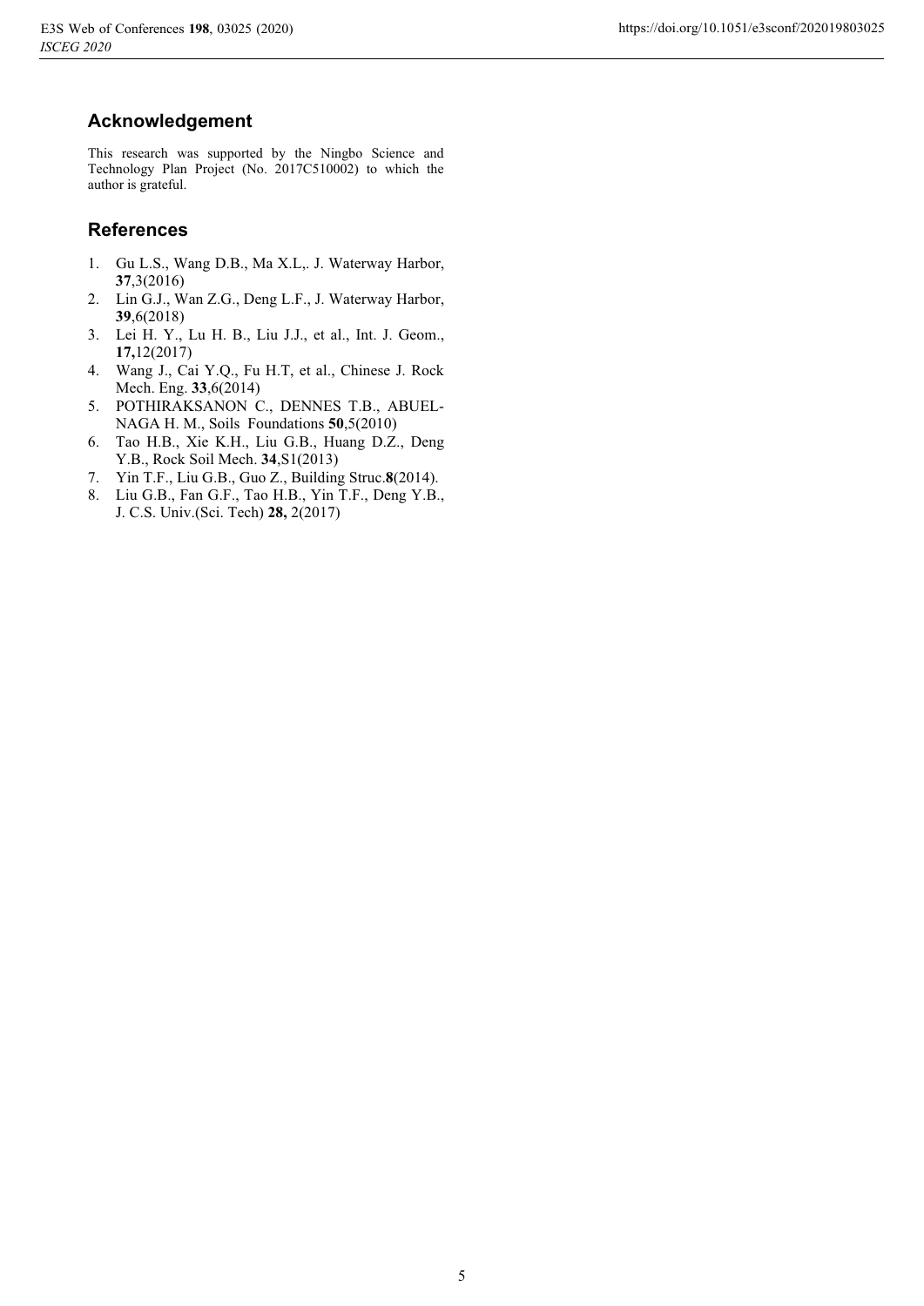## Acknowledgement

This research was supported by the Ningbo Science and Technology Plan Project (No. 2017C510002) to which the author is grateful.

## References

1. Gu L.S., Wang D.B., Ma X.L,. J. Waterway Harbor, **37**,3(2016)
2. Lin G.J., Wan Z.G., Deng L.F., J. Waterway Harbor, **39**,6(2018)
3. Lei H. Y., Lu H. B., Liu J.J., et al., Int. J. Geom., **17,**12(2017)
4. Wang J., Cai Y.Q., Fu H.T, et al., Chinese J. Rock Mech. Eng. **33**,6(2014)
5. POTHIRAKSANON C., DENNES T.B., ABUEL-NAGA H. M., Soils Foundations **50**,5(2010)
6. Tao H.B., Xie K.H., Liu G.B., Huang D.Z., Deng Y.B., Rock Soil Mech. **34**,S1(2013)
7. Yin T.F., Liu G.B., Guo Z., Building Struc.**8**(2014).
8. Liu G.B., Fan G.F., Tao H.B., Yin T.F., Deng Y.B., J. C.S. Univ.(Sci. Tech) **28,** 2(2017)